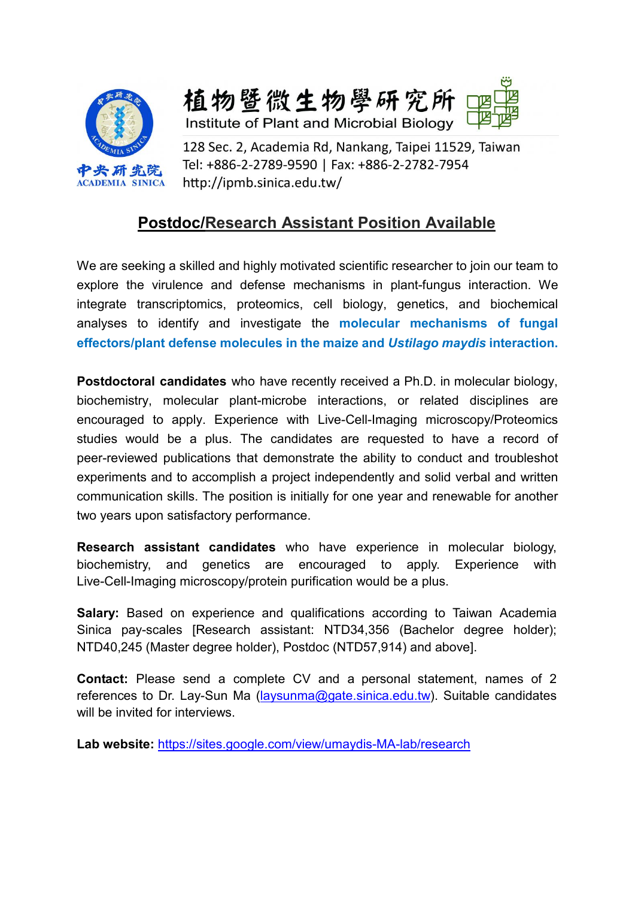中央研究院
ACADEMIA SINICA

植物暨微生物學研究所
Institute of Plant and Microbial Biology

128 Sec. 2, Academia Rd, Nankang, Taipei 11529, Taiwan
Tel: +886-2-2789-9590 | Fax: +886-2-2782-7954
http://ipmb.sinica.edu.tw/

# Postdoc/Research Assistant Position Available

We are seeking a skilled and highly motivated scientific researcher to join our team to explore the virulence and defense mechanisms in plant-fungus interaction. We integrate transcriptomics, proteomics, cell biology, genetics, and biochemical analyses to identify and investigate the **molecular mechanisms of fungal effectors/plant defense molecules in the maize and *Ustilago maydis* interaction.**

**Postdoctoral candidates** who have recently received a Ph.D. in molecular biology, biochemistry, molecular plant-microbe interactions, or related disciplines are encouraged to apply. Experience with Live-Cell-Imaging microscopy/Proteomics studies would be a plus. The candidates are requested to have a record of peer-reviewed publications that demonstrate the ability to conduct and troubleshot experiments and to accomplish a project independently and solid verbal and written communication skills. The position is initially for one year and renewable for another two years upon satisfactory performance.

**Research assistant candidates** who have experience in molecular biology, biochemistry, and genetics are encouraged to apply. Experience with Live-Cell-Imaging microscopy/protein purification would be a plus.

**Salary:** Based on experience and qualifications according to Taiwan Academia Sinica pay-scales [Research assistant: NTD34,356 (Bachelor degree holder); NTD40,245 (Master degree holder), Postdoc (NTD57,914) and above].

**Contact:** Please send a complete CV and a personal statement, names of 2 references to Dr. Lay-Sun Ma (laysunma@gate.sinica.edu.tw). Suitable candidates will be invited for interviews.

**Lab website:** https://sites.google.com/view/umaydis-MA-lab/research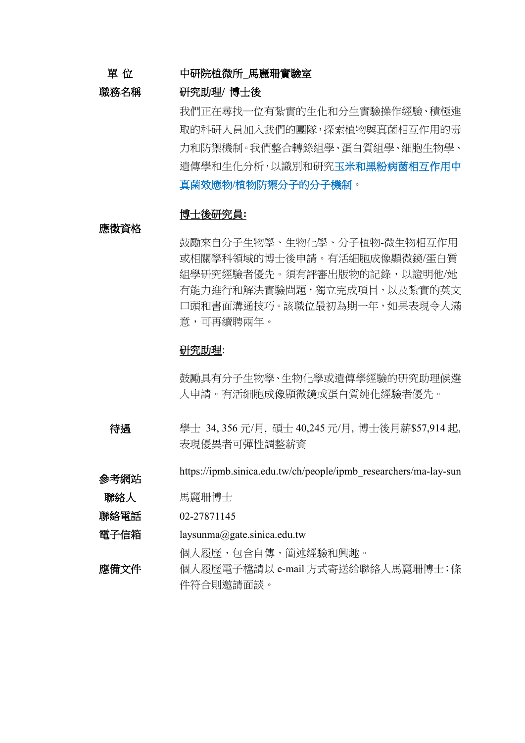| | |
|---|---|
| **單 位** | **中研院植微所_馬麗珊實驗室** |
| **職務名稱** | **研究助理/ 博士後** |
| | 我們正在尋找一位有紮實的生化和分生實驗操作經驗、積極進取的科研人員加入我們的團隊，探索植物與真菌相互作用的毒力和防禦機制。我們整合轉錄組學、蛋白質組學、細胞生物學、遺傳學和生化分析，以識別和研究玉米和黑粉病菌相互作用中真菌效應物/植物防禦分子的分子機制。 |
| **應徵資格** | **博士後研究員:**<br><br>鼓勵來自分子生物學、生物化學、分子植物-微生物相互作用或相關學科領域的博士後申請。有活細胞成像顯微鏡/蛋白質組學研究經驗者優先。須有評審出版物的記錄，以證明他/她有能力進行和解決實驗問題，獨立完成項目，以及紮實的英文口頭和書面溝通技巧。該職位最初為期一年，如果表現令人滿意，可再續聘兩年。<br><br>研究助理:<br><br>鼓勵具有分子生物學、生物化學或遺傳學經驗的研究助理候選人申請。有活細胞成像顯微鏡或蛋白質純化經驗者優先。 |
| **待遇** | 學士 34, 356 元/月, 碩士 40,245 元/月, 博士後月薪$57,914 起, 表現優異者可彈性調整薪資 |
| **參考網站** | https://ipmb.sinica.edu.tw/ch/people/ipmb_researchers/ma-lay-sun |
| **聯絡人** | 馬麗珊博士 |
| **聯絡電話** | 02-27871145 |
| **電子信箱** | laysunma@gate.sinica.edu.tw |
| **應備文件** | 個人履歷，包含自傳，簡述經驗和興趣。<br>個人履歷電子檔請以 e-mail 方式寄送給聯絡人馬麗珊博士；條件符合則邀請面談。 |